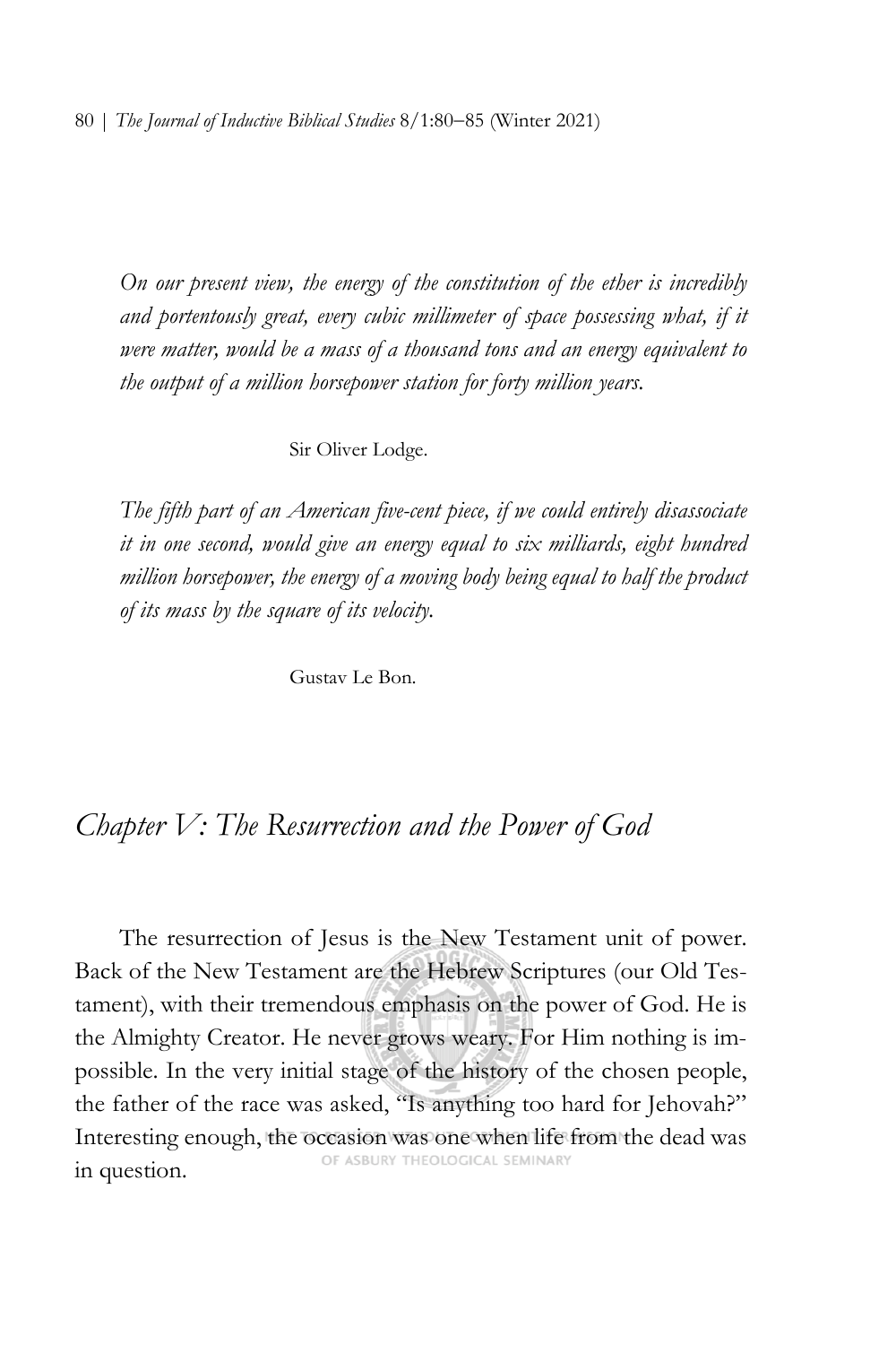*On our present view, the energy of the constitution of the ether is incredibly and portentously great, every cubic millimeter of space possessing what, if it were matter, would be a mass of a thousand tons and an energy equivalent to the output of a million horsepower station for forty million years.*

Sir Oliver Lodge.

*The fifth part of an American five-cent piece, if we could entirely disassociate it in one second, would give an energy equal to six milliards, eight hundred million horsepower, the energy of a moving body being equal to half the product of its mass by the square of its velocity.*

Gustav Le Bon.

## *Chapter V: The Resurrection and the Power of God*

The resurrection of Jesus is the New Testament unit of power. Back of the New Testament are the Hebrew Scriptures (our Old Testament), with their tremendous emphasis on the power of God. He is the Almighty Creator. He never grows weary. For Him nothing is impossible. In the very initial stage of the history of the chosen people, the father of the race was asked, "Is anything too hard for Jehovah?" Interesting enough, the occasion was one when life from the dead was in question.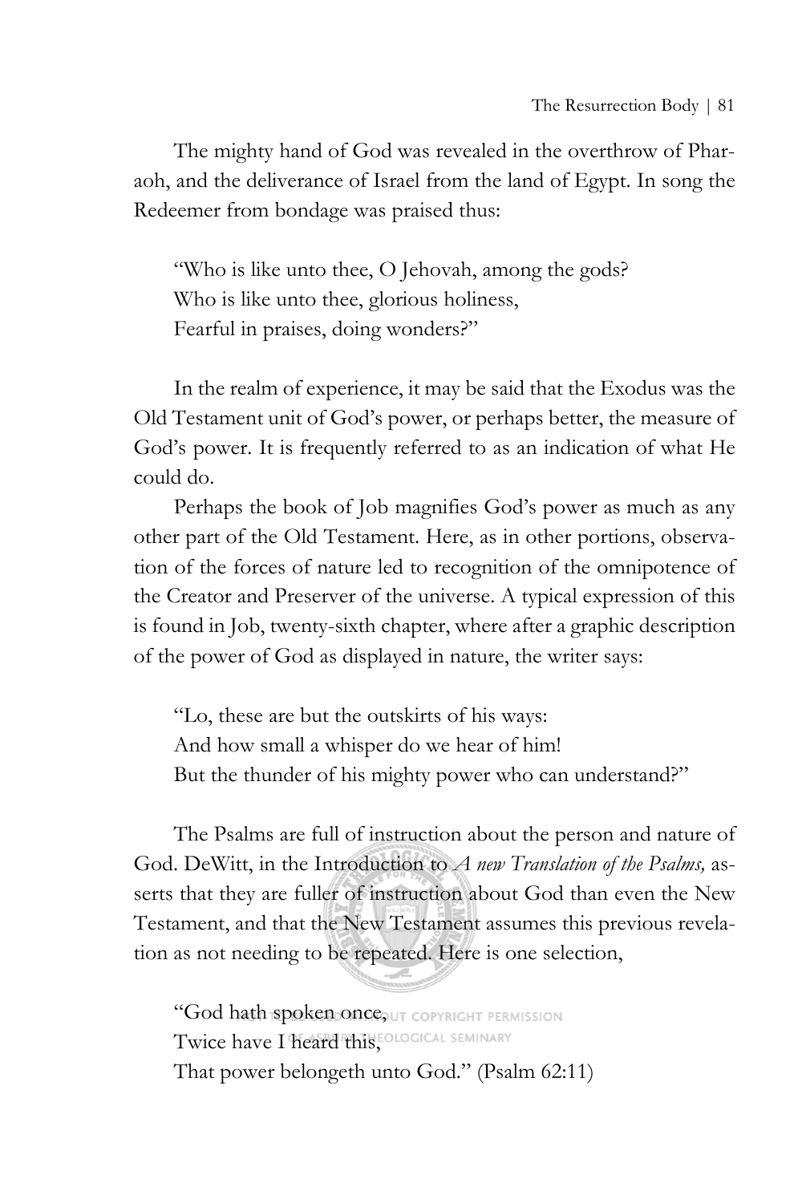The mighty hand of God was revealed in the overthrow of Pharaoh, and the deliverance of Israel from the land of Egypt. In song the Redeemer from bondage was praised thus:

> "Who is like unto thee, O Jehovah, among the gods?
> Who is like unto thee, glorious holiness,
> Fearful in praises, doing wonders?"

In the realm of experience, it may be said that the Exodus was the Old Testament unit of God's power, or perhaps better, the measure of God's power. It is frequently referred to as an indication of what He could do.

Perhaps the book of Job magnifies God's power as much as any other part of the Old Testament. Here, as in other portions, observation of the forces of nature led to recognition of the omnipotence of the Creator and Preserver of the universe. A typical expression of this is found in Job, twenty-sixth chapter, where after a graphic description of the power of God as displayed in nature, the writer says:

> "Lo, these are but the outskirts of his ways:
> And how small a whisper do we hear of him!
> But the thunder of his mighty power who can understand?"

The Psalms are full of instruction about the person and nature of God. DeWitt, in the Introduction to *A new Translation of the Psalms,* asserts that they are fuller of instruction about God than even the New Testament, and that the New Testament assumes this previous revelation as not needing to be repeated. Here is one selection,

> "God hath spoken once,
> Twice have I heard this,
> That power belongeth unto God." (Psalm 62:11)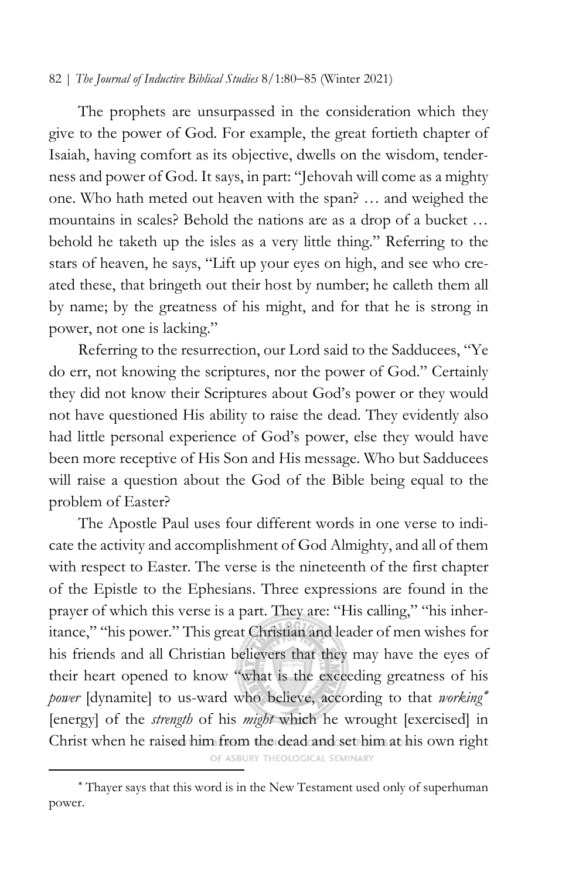The prophets are unsurpassed in the consideration which they give to the power of God. For example, the great fortieth chapter of Isaiah, having comfort as its objective, dwells on the wisdom, tenderness and power of God. It says, in part: "Jehovah will come as a mighty one. Who hath meted out heaven with the span? … and weighed the mountains in scales? Behold the nations are as a drop of a bucket … behold he taketh up the isles as a very little thing." Referring to the stars of heaven, he says, "Lift up your eyes on high, and see who created these, that bringeth out their host by number; he calleth them all by name; by the greatness of his might, and for that he is strong in power, not one is lacking."

Referring to the resurrection, our Lord said to the Sadducees, "Ye do err, not knowing the scriptures, nor the power of God." Certainly they did not know their Scriptures about God's power or they would not have questioned His ability to raise the dead. They evidently also had little personal experience of God's power, else they would have been more receptive of His Son and His message. Who but Sadducees will raise a question about the God of the Bible being equal to the problem of Easter?

The Apostle Paul uses four different words in one verse to indicate the activity and accomplishment of God Almighty, and all of them with respect to Easter. The verse is the nineteenth of the first chapter of the Epistle to the Ephesians. Three expressions are found in the prayer of which this verse is a part. They are: "His calling," "his inheritance," "his power." This great Christian and leader of men wishes for his friends and all Christian believers that they may have the eyes of their heart opened to know "what is the exceeding greatness of his *power* [dynamite] to us-ward who believe, according to that *working*[*] [energy] of the *strength* of his *might* which he wrought [exercised] in Christ when he raised him from the dead and set him at his own right

[*] Thayer says that this word is in the New Testament used only of superhuman power.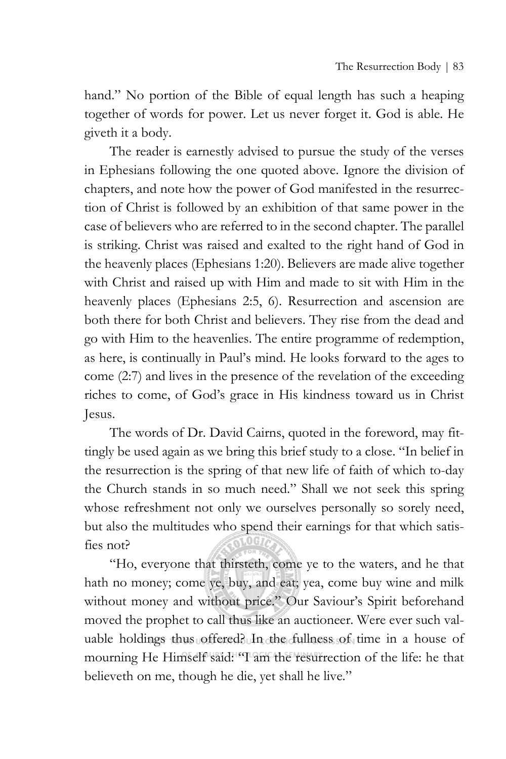hand." No portion of the Bible of equal length has such a heaping together of words for power. Let us never forget it. God is able. He giveth it a body.

The reader is earnestly advised to pursue the study of the verses in Ephesians following the one quoted above. Ignore the division of chapters, and note how the power of God manifested in the resurrection of Christ is followed by an exhibition of that same power in the case of believers who are referred to in the second chapter. The parallel is striking. Christ was raised and exalted to the right hand of God in the heavenly places (Ephesians 1:20). Believers are made alive together with Christ and raised up with Him and made to sit with Him in the heavenly places (Ephesians 2:5, 6). Resurrection and ascension are both there for both Christ and believers. They rise from the dead and go with Him to the heavenlies. The entire programme of redemption, as here, is continually in Paul's mind. He looks forward to the ages to come (2:7) and lives in the presence of the revelation of the exceeding riches to come, of God's grace in His kindness toward us in Christ Jesus.

The words of Dr. David Cairns, quoted in the foreword, may fittingly be used again as we bring this brief study to a close. "In belief in the resurrection is the spring of that new life of faith of which to-day the Church stands in so much need." Shall we not seek this spring whose refreshment not only we ourselves personally so sorely need, but also the multitudes who spend their earnings for that which satisfies not?

"Ho, everyone that thirsteth, come ye to the waters, and he that hath no money; come ye, buy, and eat; yea, come buy wine and milk without money and without price." Our Saviour's Spirit beforehand moved the prophet to call thus like an auctioneer. Were ever such valuable holdings thus offered? In the fullness of time in a house of mourning He Himself said: "I am the resurrection of the life: he that believeth on me, though he die, yet shall he live."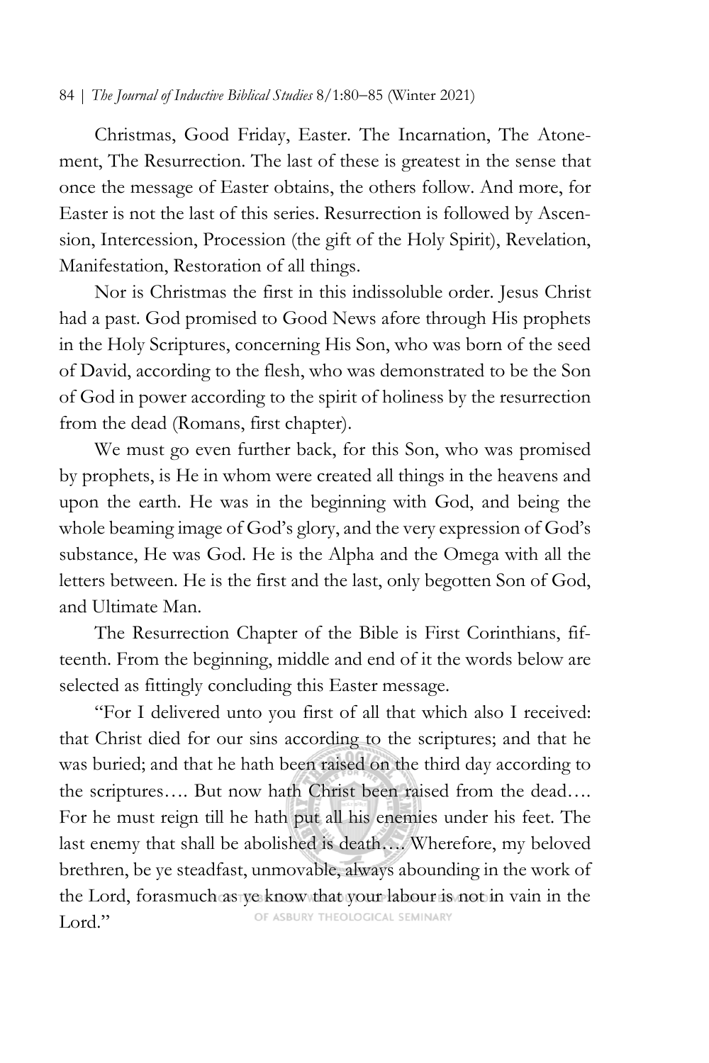Christmas, Good Friday, Easter. The Incarnation, The Atonement, The Resurrection. The last of these is greatest in the sense that once the message of Easter obtains, the others follow. And more, for Easter is not the last of this series. Resurrection is followed by Ascension, Intercession, Procession (the gift of the Holy Spirit), Revelation, Manifestation, Restoration of all things.

Nor is Christmas the first in this indissoluble order. Jesus Christ had a past. God promised to Good News afore through His prophets in the Holy Scriptures, concerning His Son, who was born of the seed of David, according to the flesh, who was demonstrated to be the Son of God in power according to the spirit of holiness by the resurrection from the dead (Romans, first chapter).

We must go even further back, for this Son, who was promised by prophets, is He in whom were created all things in the heavens and upon the earth. He was in the beginning with God, and being the whole beaming image of God's glory, and the very expression of God's substance, He was God. He is the Alpha and the Omega with all the letters between. He is the first and the last, only begotten Son of God, and Ultimate Man.

The Resurrection Chapter of the Bible is First Corinthians, fifteenth. From the beginning, middle and end of it the words below are selected as fittingly concluding this Easter message.

"For I delivered unto you first of all that which also I received: that Christ died for our sins according to the scriptures; and that he was buried; and that he hath been raised on the third day according to the scriptures…. But now hath Christ been raised from the dead…. For he must reign till he hath put all his enemies under his feet. The last enemy that shall be abolished is death…. Wherefore, my beloved brethren, be ye steadfast, unmovable, always abounding in the work of the Lord, forasmuch as ye know that your labour is not in vain in the Lord."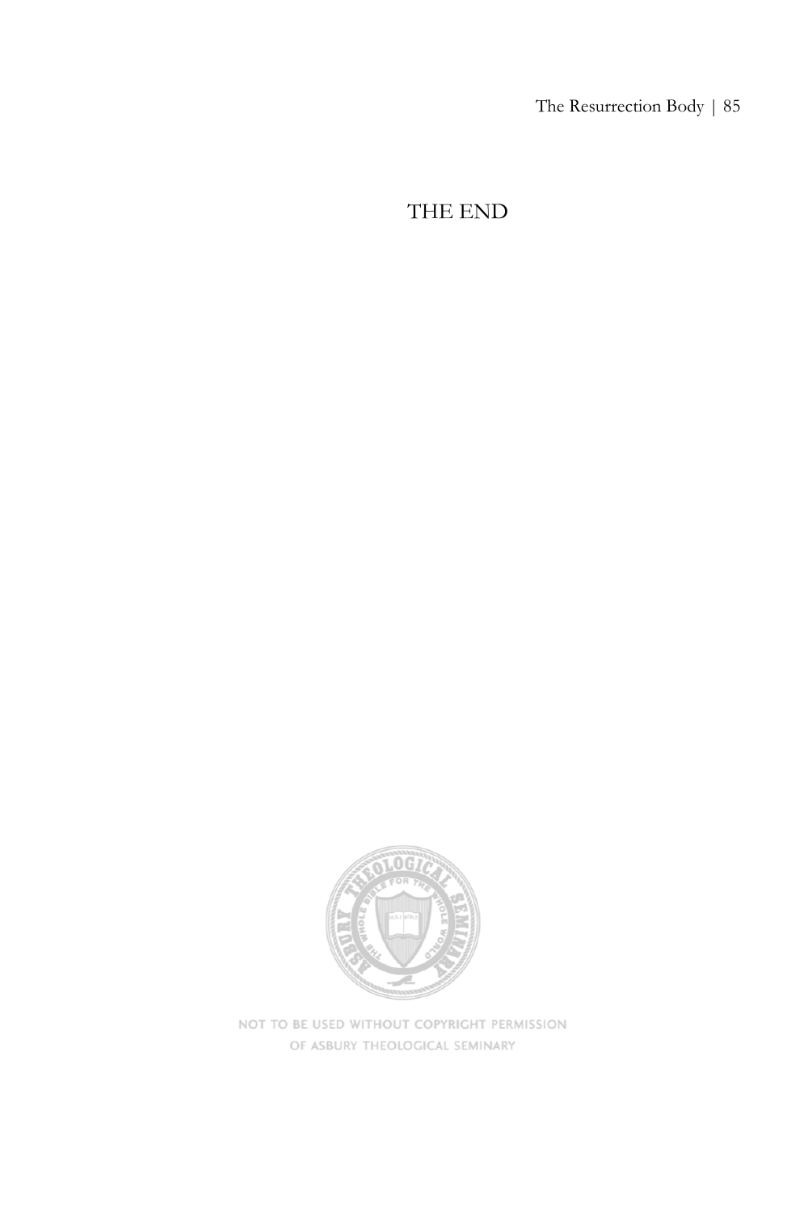THE END

NOT TO BE USED WITHOUT COPYRIGHT PERMISSION
OF ASBURY THEOLOGICAL SEMINARY